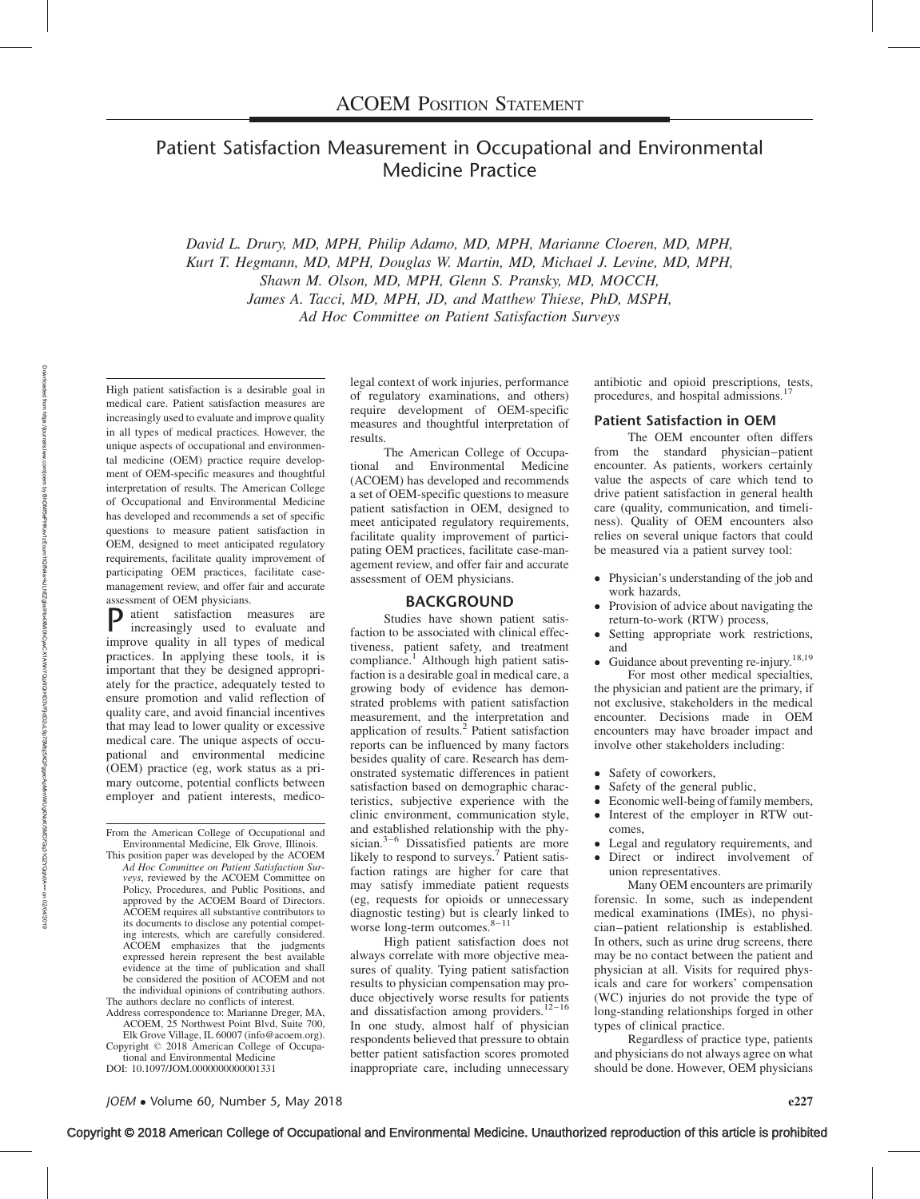# ACOEM Position Statement

## Patient Satisfaction Measurement in Occupational and Environmental Medicine Practice

*David L. Drury, MD, MPH, Philip Adamo, MD, MPH, Marianne Cloeren, MD, MPH, Kurt T. Hegmann, MD, MPH, Douglas W. Martin, MD, Michael J. Levine, MD, MPH, Shawn M. Olson, MD, MPH, Glenn S. Pransky, MD, MOCCH, James A. Tacci, MD, MPH, JD, and Matthew Thiese, PhD, MSPH, Ad Hoc Committee on Patient Satisfaction Surveys*

High patient satisfaction is a desirable goal in medical care. Patient satisfaction measures are increasingly used to evaluate and improve quality in all types of medical practices. However, the unique aspects of occupational and environmental medicine (OEM) practice require development of OEM-specific measures and thoughtful interpretation of results. The American College of Occupational and Environmental Medicine has developed and recommends a set of specific questions to measure patient satisfaction in OEM, designed to meet anticipated regulatory requirements, facilitate quality improvement of participating OEM practices, facilitate case-management review, and offer fair and accurate assessment of OEM physicians.

Patient satisfaction measures are increasingly used to evaluate and improve quality in all types of medical practices. In applying these tools, it is important that they be designed appropriately for the practice, adequately tested to ensure promotion and valid reflection of quality care, and avoid financial incentives that may lead to lower quality or excessive medical care. The unique aspects of occupational and environmental medicine (OEM) practice (eg, work status as a primary outcome, potential conflicts between employer and patient interests, medico-legal context of work injuries, performance of regulatory examinations, and others) require development of OEM-specific measures and thoughtful interpretation of results.

The American College of Occupational and Environmental Medicine (ACOEM) has developed and recommends a set of OEM-specific questions to measure patient satisfaction in OEM, designed to meet anticipated regulatory requirements, facilitate quality improvement of participating OEM practices, facilitate case-management review, and offer fair and accurate assessment of OEM physicians.

## BACKGROUND

Studies have shown patient satisfaction to be associated with clinical effectiveness, patient safety, and treatment compliance.[1] Although high patient satisfaction is a desirable goal in medical care, a growing body of evidence has demonstrated problems with patient satisfaction measurement, and the interpretation and application of results.[2] Patient satisfaction reports can be influenced by many factors besides quality of care. Research has demonstrated systematic differences in patient satisfaction based on demographic characteristics, subjective experience with the clinic environment, communication style, and established relationship with the physician.[3–6] Dissatisfied patients are more likely to respond to surveys.[7] Patient satisfaction ratings are higher for care that may satisfy immediate patient requests (eg, requests for opioids or unnecessary diagnostic testing) but is clearly linked to worse long-term outcomes.[8–11]

High patient satisfaction does not always correlate with more objective measures of quality. Tying patient satisfaction results to physician compensation may produce objectively worse results for patients and dissatisfaction among providers.[12–16] In one study, almost half of physician respondents believed that pressure to obtain better patient satisfaction scores promoted inappropriate care, including unnecessary antibiotic and opioid prescriptions, tests, procedures, and hospital admissions.[17]

### Patient Satisfaction in OEM

The OEM encounter often differs from the standard physician–patient encounter. As patients, workers certainly value the aspects of care which tend to drive patient satisfaction in general health care (quality, communication, and timeliness). Quality of OEM encounters also relies on several unique factors that could be measured via a patient survey tool:

- Physician's understanding of the job and work hazards,
- Provision of advice about navigating the return-to-work (RTW) process,
- Setting appropriate work restrictions, and
- Guidance about preventing re-injury.[18,19]

For most other medical specialties, the physician and patient are the primary, if not exclusive, stakeholders in the medical encounter. Decisions made in OEM encounters may have broader impact and involve other stakeholders including:

- Safety of coworkers,
- Safety of the general public,
- Economic well-being of family members,
- Interest of the employer in RTW outcomes,
- Legal and regulatory requirements, and
- Direct or indirect involvement of union representatives.

Many OEM encounters are primarily forensic. In some, such as independent medical examinations (IMEs), no physician–patient relationship is established. In others, such as urine drug screens, there may be no contact between the patient and physician at all. Visits for required physicals and care for workers' compensation (WC) injuries do not provide the type of long-standing relationships forged in other types of clinical practice.

Regardless of practice type, patients and physicians do not always agree on what should be done. However, OEM physicians

From the American College of Occupational and Environmental Medicine, Elk Grove, Illinois.

This position paper was developed by the ACOEM *Ad Hoc Committee on Patient Satisfaction Surveys*, reviewed by the ACOEM Committee on Policy, Procedures, and Public Positions, and approved by the ACOEM Board of Directors. ACOEM requires all substantive contributors to its documents to disclose any potential competing interests, which are carefully considered. ACOEM emphasizes that the judgments expressed herein represent the best available evidence at the time of publication and shall be considered the position of ACOEM and not the individual opinions of contributing authors.

The authors declare no conflicts of interest.

Address correspondence to: Marianne Dreger, MA, ACOEM, 25 Northwest Point Blvd, Suite 700, Elk Grove Village, IL 60007 (info@acoem.org).

Copyright © 2018 American College of Occupational and Environmental Medicine

DOI: 10.1097/JOM.0000000000001331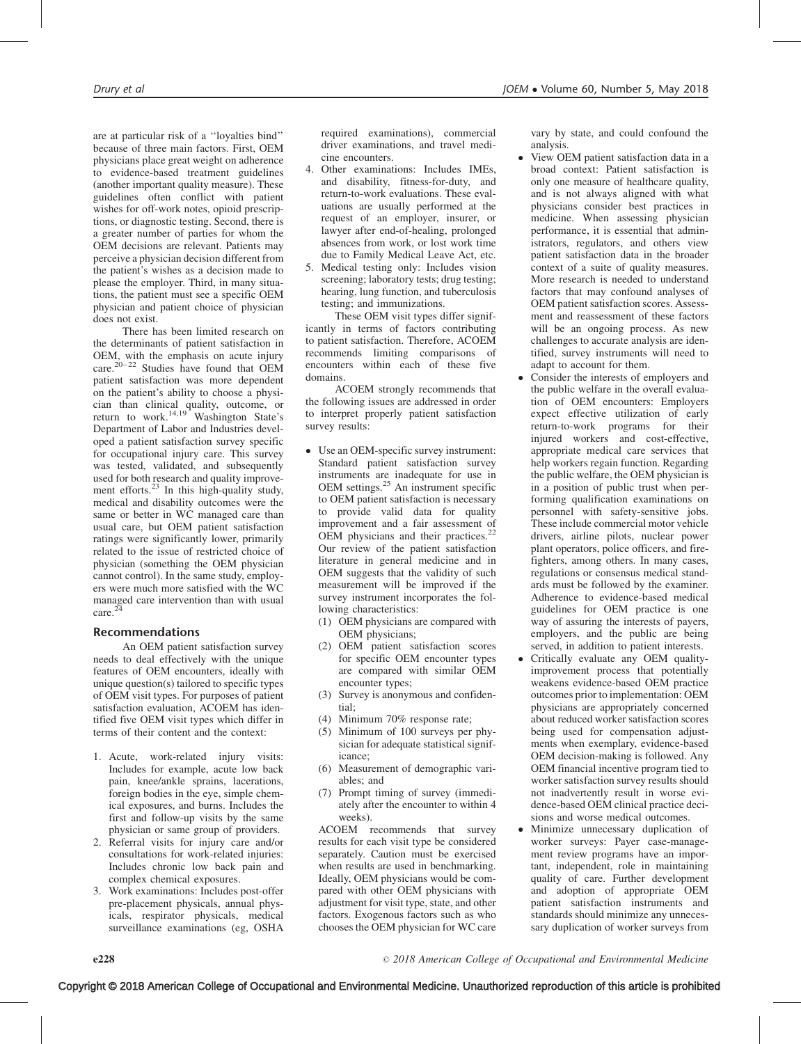are at particular risk of a ''loyalties bind'' because of three main factors. First, OEM physicians place great weight on adherence to evidence-based treatment guidelines (another important quality measure). These guidelines often conflict with patient wishes for off-work notes, opioid prescriptions, or diagnostic testing. Second, there is a greater number of parties for whom the OEM decisions are relevant. Patients may perceive a physician decision different from the patient's wishes as a decision made to please the employer. Third, in many situations, the patient must see a specific OEM physician and patient choice of physician does not exist.

There has been limited research on the determinants of patient satisfaction in OEM, with the emphasis on acute injury care.[20–22] Studies have found that OEM patient satisfaction was more dependent on the patient's ability to choose a physician than clinical quality, outcome, or return to work.[14,19] Washington State's Department of Labor and Industries developed a patient satisfaction survey specific for occupational injury care. This survey was tested, validated, and subsequently used for both research and quality improvement efforts.[23] In this high-quality study, medical and disability outcomes were the same or better in WC managed care than usual care, but OEM patient satisfaction ratings were significantly lower, primarily related to the issue of restricted choice of physician (something the OEM physician cannot control). In the same study, employers were much more satisfied with the WC managed care intervention than with usual care.[24]

## Recommendations

An OEM patient satisfaction survey needs to deal effectively with the unique features of OEM encounters, ideally with unique question(s) tailored to specific types of OEM visit types. For purposes of patient satisfaction evaluation, ACOEM has identified five OEM visit types which differ in terms of their content and the context:

1. Acute, work-related injury visits: Includes for example, acute low back pain, knee/ankle sprains, lacerations, foreign bodies in the eye, simple chemical exposures, and burns. Includes the first and follow-up visits by the same physician or same group of providers.
2. Referral visits for injury care and/or consultations for work-related injuries: Includes chronic low back pain and complex chemical exposures.
3. Work examinations: Includes post-offer pre-placement physicals, annual physicals, respirator physicals, medical surveillance examinations (eg, OSHA required examinations), commercial driver examinations, and travel medicine encounters.
4. Other examinations: Includes IMEs, and disability, fitness-for-duty, and return-to-work evaluations. These evaluations are usually performed at the request of an employer, insurer, or lawyer after end-of-healing, prolonged absences from work, or lost work time due to Family Medical Leave Act, etc.
5. Medical testing only: Includes vision screening; laboratory tests; drug testing; hearing, lung function, and tuberculosis testing; and immunizations.

These OEM visit types differ significantly in terms of factors contributing to patient satisfaction. Therefore, ACOEM recommends limiting comparisons of encounters within each of these five domains.

ACOEM strongly recommends that the following issues are addressed in order to interpret properly patient satisfaction survey results:

- Use an OEM-specific survey instrument: Standard patient satisfaction survey instruments are inadequate for use in OEM settings.[25] An instrument specific to OEM patient satisfaction is necessary to provide valid data for quality improvement and a fair assessment of OEM physicians and their practices.[22] Our review of the patient satisfaction literature in general medicine and in OEM suggests that the validity of such measurement will be improved if the survey instrument incorporates the following characteristics:
  (1) OEM physicians are compared with OEM physicians;
  (2) OEM patient satisfaction scores for specific OEM encounter types are compared with similar OEM encounter types;
  (3) Survey is anonymous and confidential;
  (4) Minimum 70% response rate;
  (5) Minimum of 100 surveys per physician for adequate statistical significance;
  (6) Measurement of demographic variables; and
  (7) Prompt timing of survey (immediately after the encounter to within 4 weeks).

  ACOEM recommends that survey results for each visit type be considered separately. Caution must be exercised when results are used in benchmarking. Ideally, OEM physicians would be compared with other OEM physicians with adjustment for visit type, state, and other factors. Exogenous factors such as who chooses the OEM physician for WC care vary by state, and could confound the analysis.
- View OEM patient satisfaction data in a broad context: Patient satisfaction is only one measure of healthcare quality, and is not always aligned with what physicians consider best practices in medicine. When assessing physician performance, it is essential that administrators, regulators, and others view patient satisfaction data in the broader context of a suite of quality measures. More research is needed to understand factors that may confound analyses of OEM patient satisfaction scores. Assessment and reassessment of these factors will be an ongoing process. As new challenges to accurate analysis are identified, survey instruments will need to adapt to account for them.
- Consider the interests of employers and the public welfare in the overall evaluation of OEM encounters: Employers expect effective utilization of early return-to-work programs for their injured workers and cost-effective, appropriate medical care services that help workers regain function. Regarding the public welfare, the OEM physician is in a position of public trust when performing qualification examinations on personnel with safety-sensitive jobs. These include commercial motor vehicle drivers, airline pilots, nuclear power plant operators, police officers, and firefighters, among others. In many cases, regulations or consensus medical standards must be followed by the examiner. Adherence to evidence-based medical guidelines for OEM practice is one way of assuring the interests of payers, employers, and the public are being served, in addition to patient interests.
- Critically evaluate any OEM quality-improvement process that potentially weakens evidence-based OEM practice outcomes prior to implementation: OEM physicians are appropriately concerned about reduced worker satisfaction scores being used for compensation adjustments when exemplary, evidence-based OEM decision-making is followed. Any OEM financial incentive program tied to worker satisfaction survey results should not inadvertently result in worse evidence-based OEM clinical practice decisions and worse medical outcomes.
- Minimize unnecessary duplication of worker surveys: Payer case-management review programs have an important, independent, role in maintaining quality of care. Further development and adoption of appropriate OEM patient satisfaction instruments and standards should minimize any unnecessary duplication of worker surveys from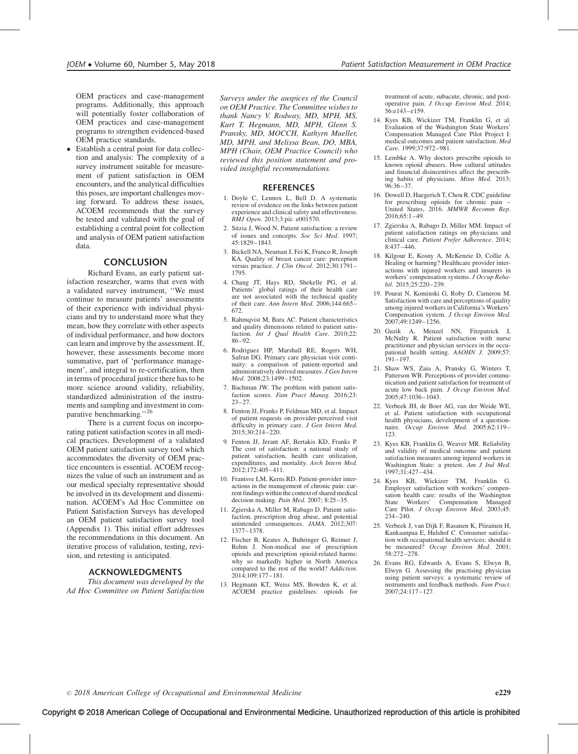OEM practices and case-management programs. Additionally, this approach will potentially foster collaboration of OEM practices and case-management programs to strengthen evidenced-based OEM practice standards.

- Establish a central point for data collection and analysis: The complexity of a survey instrument suitable for measurement of patient satisfaction in OEM encounters, and the analytical difficulties this poses, are important challenges moving forward. To address these issues, ACOEM recommends that the survey be tested and validated with the goal of establishing a central point for collection and analysis of OEM patient satisfaction data.

## CONCLUSION

Richard Evans, an early patient satisfaction researcher, warns that even with a validated survey instrument, "We must continue to measure patients' assessments of their experience with individual physicians and try to understand more what they mean, how they correlate with other aspects of individual performance, and how doctors can learn and improve by the assessment. If, however, these assessments become more summative, part of 'performance management', and integral to re-certification, then in terms of procedural justice there has to be more science around validity, reliability, standardized administration of the instruments and sampling and investment in comparative benchmarking."[26]

There is a current focus on incorporating patient satisfaction scores in all medical practices. Development of a validated OEM patient satisfaction survey tool which accommodates the diversity of OEM practice encounters is essential. ACOEM recognizes the value of such an instrument and as our medical specialty representative should be involved in its development and dissemination. ACOEM's Ad Hoc Committee on Patient Satisfaction Surveys has developed an OEM patient satisfaction survey tool (Appendix 1). This initial effort addresses the recommendations in this document. An iterative process of validation, testing, revision, and retesting is anticipated.

## ACKNOWLEDGMENTS

*This document was developed by the Ad Hoc Committee on Patient Satisfaction Surveys under the auspices of the Council on OEM Practice. The Committee wishes to thank Nancy V. Rodway, MD, MPH, MS, Kurt T. Hegmann, MD, MPH, Glenn S. Pransky, MD, MOCCH, Kathyrn Mueller, MD, MPH, and Melissa Bean, DO, MBA, MPH (Chair, OEM Practice Council) who reviewed this position statement and provided insightful recommendations.*

## REFERENCES

1. Doyle C, Lennox L, Bell D. A systematic review of evidence on the links between patient experience and clinical safety and effectiveness. *BMJ Open*. 2013;3:pii: e001570.
2. Sitzia J, Wood N. Patient satisfaction: a review of issues and concepts. *Soc Sci Med*. 1997; 45:1829–1843.
3. Bickell NA, Neuman J, Fei K, Franco R, Joseph KA. Quality of breast cancer care: perception versus practice. *J Clin Oncol*. 2012;30:1791–1795.
4. Chang JT, Hays RD, Shekelle PG, et al. Patients' global ratings of their health care are not associated with the technical quality of their care. *Ann Intern Med*. 2006;144:665–672.
5. Rahmqvist M, Bara AC. Patient characteristics and quality dimensions related to patient satisfaction. *Int J Qual Health Care*. 2010;22: 86–92.
6. Rodriguez HP, Marshall RE, Rogers WH, Safran DG. Primary care physician visit continuity: a comparison of patient-reported and administratively derived measures. *J Gen Intern Med*. 2008;23:1499–1502.
7. Bachman JW. The problem with patient satisfaction scores. *Fam Pract Manag*. 2016;23: 23–27.
8. Fenton JJ, Franks P, Feldman MD, et al. Impact of patient requests on provider-perceived visit difficulty in primary care. *J Gen Intern Med*. 2015;30:214–220.
9. Fenton JJ, Jerant AF, Bertakis KD, Franks P. The cost of satisfaction: a national study of patient satisfaction, health care utilization, expenditures, and mortality. *Arch Intern Med*. 2012;172:405–411.
10. Frantsve LM, Kerns RD. Patient-provider interactions in the management of chronic pain: current findings within the context of shared medical decision making. *Pain Med*. 2007; 8:25–35.
11. Zgierska A, Miller M, Rabago D. Patient satisfaction, prescription drug abuse, and potential unintended consequences. *JAMA*. 2012;307: 1377–1378.
12. Fischer B, Keates A, Buhringer G, Reimer J, Rehm J. Non-medical use of prescription opioids and prescription opioid-related harms: why so markedly higher in North America compared to the rest of the world? *Addiction*. 2014;109:177–181.
13. Hegmann KT, Weiss MS, Bowden K, et al. ACOEM practice guidelines: opioids for treatment of acute, subacute, chronic, and postoperative pain. *J Occup Environ Med*. 2014; 56:e143–e159.
14. Kyes KB, Wickizer TM, Franklin G, et al. Evaluation of the Washington State Workers' Compensation Managed Care Pilot Project I: medical outcomes and patient satisfaction. *Med Care*. 1999;37:972–981.
15. Lembke A. Why doctors prescribe opioids to known opioid abusers. How cultural attitudes and financial disincentives affect the prescribing habits of physicians. *Minn Med*. 2013; 96:36–37.
16. Dowell D, Haegerich T, Chou R. CDC guideline for prescribing opioids for chronic pain – United States, 2016. *MMWR Recomm Rep*. 2016;65:1–49.
17. Zgierska A, Rabago D, Miller MM. Impact of patient satisfaction ratings on physicians and clinical care. *Patient Prefer Adherence*. 2014; 8:437–446.
18. Kilgour E, Kosny A, McKenzie D, Collie A. Healing or harming? Healthcare provider interactions with injured workers and insurers in workers' compensation systems. *J Occup Rehabil*. 2015;25:220–239.
19. Pourat N, Kominski G, Roby D, Cameron M. Satisfaction with care and perceptions of quality among injured workers in California's Workers' Compensation system. *J Occup Environ Med*. 2007;49:1249–1256.
20. Guzik A, Menzel NN, Fitzpatrick J, McNulty R. Patient satisfaction with nurse practitioner and physician services in the occupational health setting. *AAOHN J*. 2009;57: 191–197.
21. Shaw WS, Zaia A, Pransky G, Winters T, Patterson WB. Perceptions of provider communication and patient satisfaction for treatment of acute low back pain. *J Occup Environ Med*. 2005;47:1036–1043.
22. Verbeek JH, de Boer AG, van der Weide WE, et al. Patient satisfaction with occupational health physicians, development of a questionnaire. *Occup Environ Med*. 2005;62:119–123.
23. Kyes KB, Franklin G, Weaver MR. Reliability and validity of medical outcome and patient satisfaction measures among injured workers in Washington State: a pretest. *Am J Ind Med*. 1997;31:427–434.
24. Kyes KB, Wickizer TM, Franklin G. Employer satisfaction with workers' compensation health care: results of the Washington State Workers' Compensation Managed Care Pilot. *J Occup Environ Med*. 2003;45: 234–240.
25. Verbeek J, van Dijk F, Rasanen K, Piirainen H, Kankaanpaa E, Hulshof C. Consumer satisfaction with occupational health services: should it be measured? *Occup Environ Med*. 2001; 58:272–278.
26. Evans RG, Edwards A, Evans S, Elwyn B, Elwyn G. Assessing the practising physician using patient surveys: a systematic review of instruments and feedback methods. *Fam Pract*. 2007;24:117–127.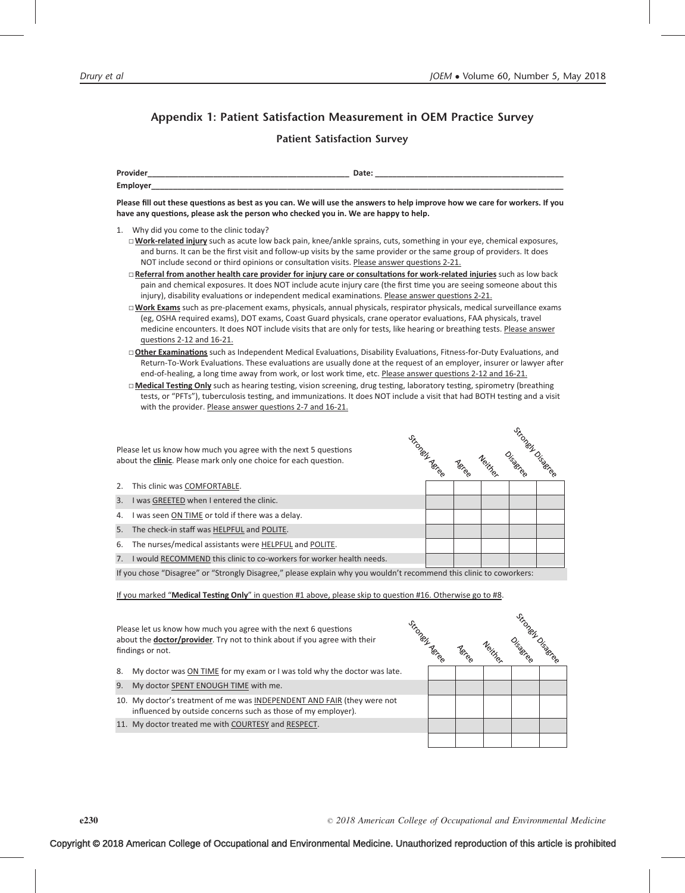## Appendix 1: Patient Satisfaction Measurement in OEM Practice Survey

### Patient Satisfaction Survey

**Provider**\_\_\_\_\_\_\_\_\_\_\_\_\_\_\_\_\_\_\_\_\_\_\_\_\_\_\_\_\_\_\_\_\_\_\_\_\_\_\_\_ **Date:** \_\_\_\_\_\_\_\_\_\_\_\_\_\_\_\_\_\_\_\_\_\_\_\_\_\_\_\_\_\_\_\_\_\_\_\_\_\_\_\_

**Employer**\_\_\_\_\_\_\_\_\_\_\_\_\_\_\_\_\_\_\_\_\_\_\_\_\_\_\_\_\_\_\_\_\_\_\_\_\_\_\_\_\_\_\_\_\_\_\_\_\_\_\_\_\_\_\_\_\_\_\_\_\_\_\_\_\_\_\_\_\_\_\_\_\_\_\_\_\_\_\_\_\_\_\_\_

**Please fill out these questions as best as you can. We will use the answers to help improve how we care for workers. If you have any questions, please ask the person who checked you in. We are happy to help.**

1. Why did you come to the clinic today?
   - □ **Work-related injury** such as acute low back pain, knee/ankle sprains, cuts, something in your eye, chemical exposures, and burns. It can be the first visit and follow-up visits by the same provider or the same group of providers. It does NOT include second or third opinions or consultation visits. Please answer questions 2-21.
   - □ **Referral from another health care provider for injury care or consultations for work-related injuries** such as low back pain and chemical exposures. It does NOT include acute injury care (the first time you are seeing someone about this injury), disability evaluations or independent medical examinations. Please answer questions 2-21.
   - □ **Work Exams** such as pre-placement exams, physicals, annual physicals, respirator physicals, medical surveillance exams (eg, OSHA required exams), DOT exams, Coast Guard physicals, crane operator evaluations, FAA physicals, travel medicine encounters. It does NOT include visits that are only for tests, like hearing or breathing tests. Please answer questions 2-12 and 16-21.
   - □ **Other Examinations** such as Independent Medical Evaluations, Disability Evaluations, Fitness-for-Duty Evaluations, and Return-To-Work Evaluations. These evaluations are usually done at the request of an employer, insurer or lawyer after end-of-healing, a long time away from work, or lost work time, etc. Please answer questions 2-12 and 16-21.
   - □ **Medical Testing Only** such as hearing testing, vision screening, drug testing, laboratory testing, spirometry (breathing tests, or "PFTs"), tuberculosis testing, and immunizations. It does NOT include a visit that had BOTH testing and a visit with the provider. Please answer questions 2-7 and 16-21.

| Please let us know how much you agree with the next 5 questions about the **clinic**. Please mark only one choice for each question. | Strongly Agree | Agree | Neither | Disagree | Strongly Disagree |
|---|---|---|---|---|---|
| 2. This clinic was COMFORTABLE. | | | | | |
| 3. I was GREETED when I entered the clinic. | | | | | |
| 4. I was seen ON TIME or told if there was a delay. | | | | | |
| 5. The check-in staff was HELPFUL and POLITE. | | | | | |
| 6. The nurses/medical assistants were HELPFUL and POLITE. | | | | | |
| 7. I would RECOMMEND this clinic to co-workers for worker health needs. | | | | | |

If you chose "Disagree" or "Strongly Disagree," please explain why you wouldn't recommend this clinic to coworkers:

If you marked "**Medical Testing Only**" in question #1 above, please skip to question #16. Otherwise go to #8.

| Please let us know how much you agree with the next 6 questions about the **doctor/provider**. Try not to think about if you agree with their findings or not. | Strongly Agree | Agree | Neither | Disagree | Strongly Disagree |
|---|---|---|---|---|---|
| 8. My doctor was ON TIME for my exam or I was told why the doctor was late. | | | | | |
| 9. My doctor SPENT ENOUGH TIME with me. | | | | | |
| 10. My doctor's treatment of me was INDEPENDENT AND FAIR (they were not influenced by outside concerns such as those of my employer). | | | | | |
| 11. My doctor treated me with COURTESY and RESPECT. | | | | | |
| | | | | | |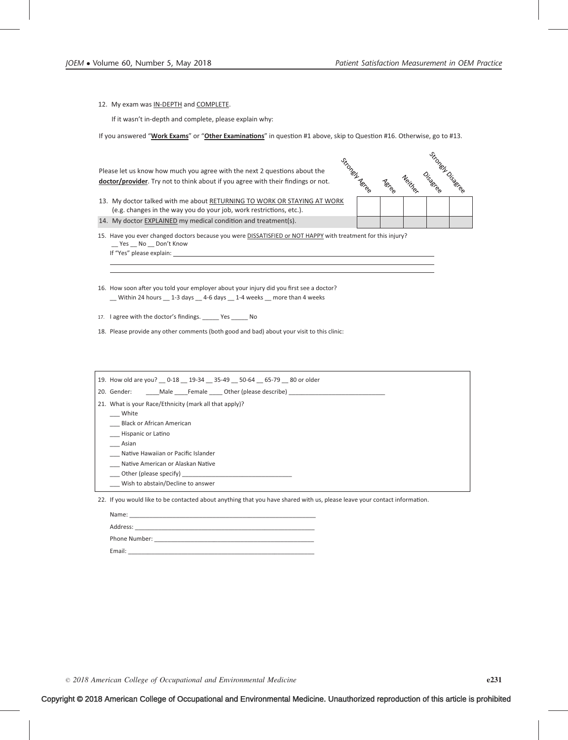12. My exam was IN-DEPTH and COMPLETE.

If it wasn't in-depth and complete, please explain why:

If you answered "**Work Exams**" or "**Other Examinations**" in question #1 above, skip to Question #16. Otherwise, go to #13.

| Please let us know how much you agree with the next 2 questions about the **doctor/provider**. Try not to think about if you agree with their findings or not. | Strongly Agree | Agree | Neither | Disagree | Strongly Disagree |
|---|---|---|---|---|---|
| 13. My doctor talked with me about RETURNING TO WORK OR STAYING AT WORK (e.g. changes in the way you do your job, work restrictions, etc.). | | | | | |
| 14. My doctor EXPLAINED my medical condition and treatment(s). | | | | | |

15. Have you ever changed doctors because you were DISSATISFIED or NOT HAPPY with treatment for this injury?
__ Yes __ No __ Don't Know
If "Yes" please explain: ______________________________

16. How soon after you told your employer about your injury did you first see a doctor?
__ Within 24 hours __ 1-3 days __ 4-6 days __ 1-4 weeks __ more than 4 weeks

17. I agree with the doctor's findings. _____ Yes _____ No

18. Please provide any other comments (both good and bad) about your visit to this clinic:

19. How old are you? __ 0-18 __ 19-34 __ 35-49 __ 50-64 __ 65-79 __ 80 or older

20. Gender: ____Male ____Female ____ Other (please describe) ______________________________

21. What is your Race/Ethnicity (mark all that apply)?
___ White
___ Black or African American
___ Hispanic or Latino
___ Asian
___ Native Hawaiian or Pacific Islander
___ Native American or Alaskan Native
___ Other (please specify) _________________________________
___ Wish to abstain/Decline to answer

22. If you would like to be contacted about anything that you have shared with us, please leave your contact information.

Name: ___________________________________________________________

Address: _________________________________________________________

Phone Number: ___________________________________________________

Email: ___________________________________________________________